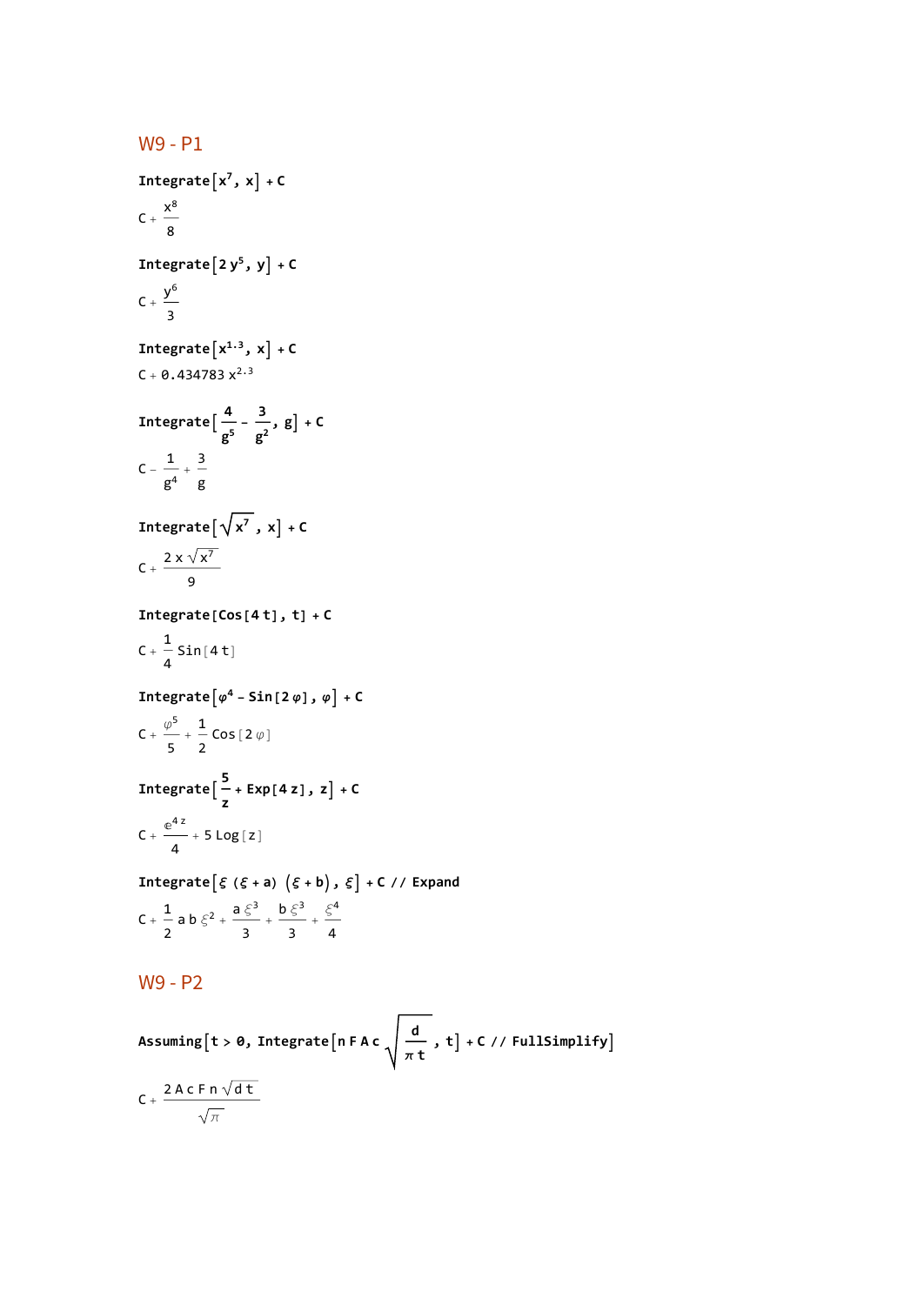## W9 - P1

$\texttt{Integrate}[x^7, x] + C$

$C + \frac{x^8}{8}$

$\texttt{Integrate}[2\,y^5, y] + C$

$C + \frac{y^6}{3}$

$\texttt{Integrate}[x^{1.3}, x] + C$

$C + 0.434783\,x^{2.3}$

$\texttt{Integrate}\left[\frac{4}{g^5} - \frac{3}{g^2}, g\right] + C$

$C - \frac{1}{g^4} + \frac{3}{g}$

$\texttt{Integrate}\left[\sqrt{x^7}, x\right] + C$

$C + \frac{2\,x\,\sqrt{x^7}}{9}$

$\texttt{Integrate}[\texttt{Cos}[4\,t], t] + C$

$C + \frac{1}{4}\,\texttt{Sin}[4\,t]$

$\texttt{Integrate}[\varphi^4 - \texttt{Sin}[2\,\varphi], \varphi] + C$

$C + \frac{\varphi^5}{5} + \frac{1}{2}\,\texttt{Cos}[2\,\varphi]$

$\texttt{Integrate}\left[\frac{5}{z} + \texttt{Exp}[4\,z], z\right] + C$

$C + \frac{e^{4\,z}}{4} + 5\,\texttt{Log}[z]$

$\texttt{Integrate}[\xi\,(\xi + a)\,(\xi + b), \xi] + C\ //\ \texttt{Expand}$

$C + \frac{1}{2}\,a\,b\,\xi^2 + \frac{a\,\xi^3}{3} + \frac{b\,\xi^3}{3} + \frac{\xi^4}{4}$

## W9 - P2

$\texttt{Assuming}\left[t > 0, \texttt{Integrate}\left[n\,F\,A\,c\,\sqrt{\frac{d}{\pi\,t}}, t\right] + C\ //\ \texttt{FullSimplify}\right]$

$C + \frac{2\,A\,c\,F\,n\,\sqrt{d\,t}}{\sqrt{\pi}}$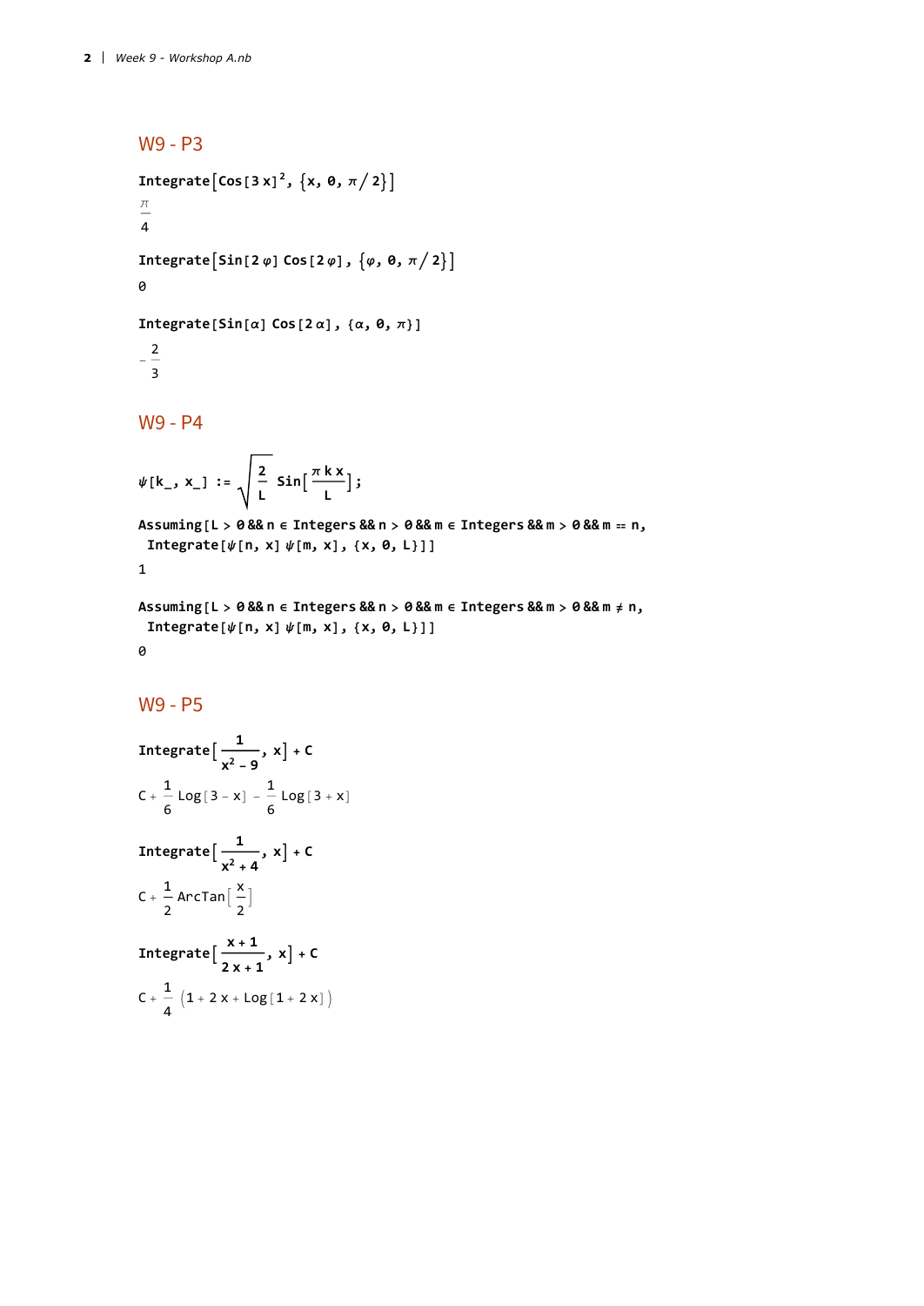## W9 - P3

```
Integrate[Cos[3 x]^2, {x, 0, π/2}]
```

$\frac{\pi}{4}$

```
Integrate[Sin[2 φ] Cos[2 φ], {φ, 0, π/2}]
```

0

```
Integrate[Sin[α] Cos[2 α], {α, 0, π}]
```

$-\frac{2}{3}$

## W9 - P4

```
ψ[k_, x_] := Sqrt[2/L] Sin[π k x/L];
```

```
Assuming[L > 0 && n ∈ Integers && n > 0 && m ∈ Integers && m > 0 && m == n,
 Integrate[ψ[n, x] ψ[m, x], {x, 0, L}]]
```

1

```
Assuming[L > 0 && n ∈ Integers && n > 0 && m ∈ Integers && m > 0 && m ≠ n,
 Integrate[ψ[n, x] ψ[m, x], {x, 0, L}]]
```

0

## W9 - P5

```
Integrate[1/(x^2 - 9), x] + C
```

$C + \frac{1}{6}\text{Log}[3 - x] - \frac{1}{6}\text{Log}[3 + x]$

```
Integrate[1/(x^2 + 4), x] + C
```

$C + \frac{1}{2}\text{ArcTan}\left[\frac{x}{2}\right]$

```
Integrate[(x + 1)/(2 x + 1), x] + C
```

$C + \frac{1}{4}(1 + 2x + \text{Log}[1 + 2x])$